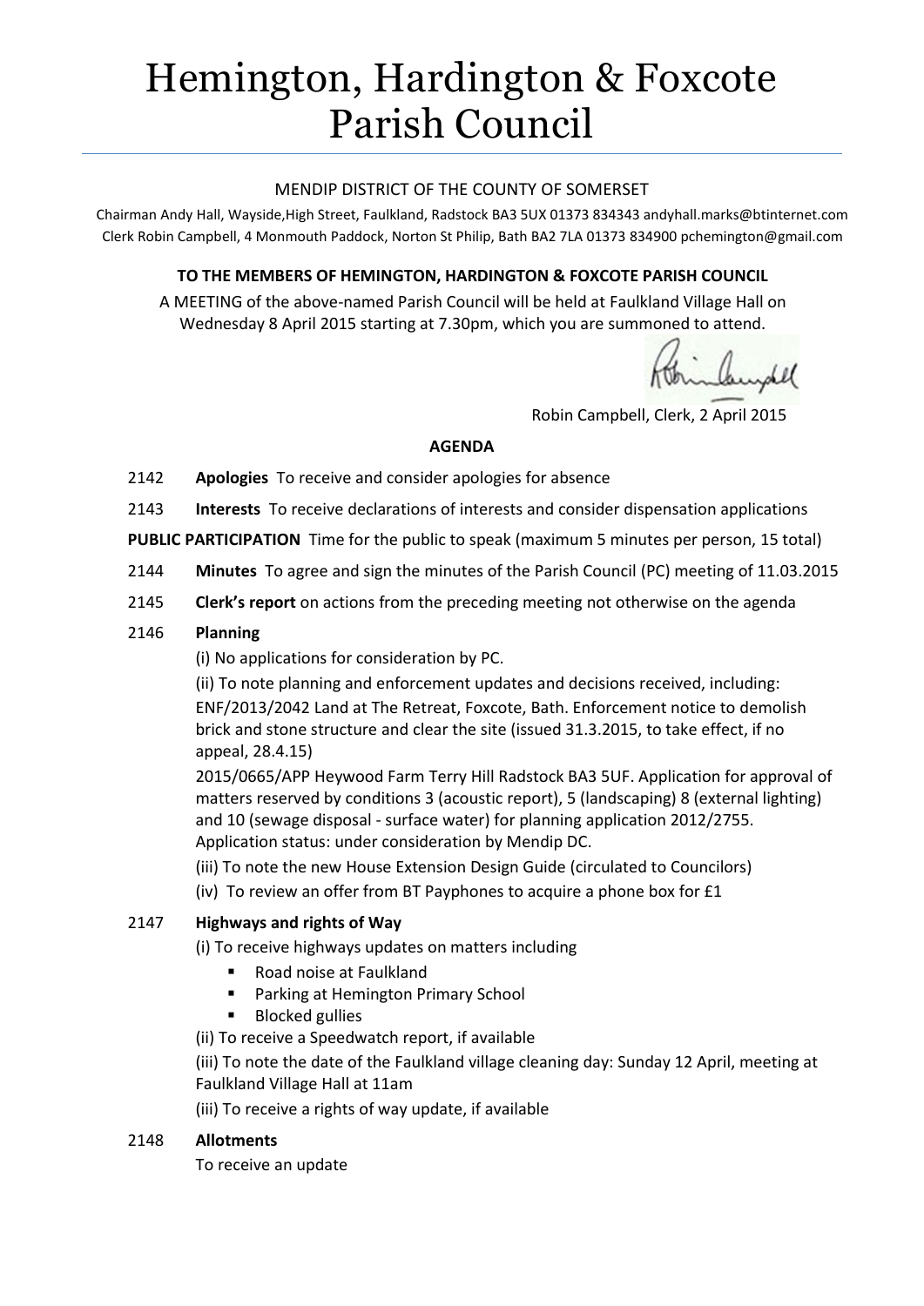# Hemington, Hardington & Foxcote Parish Council

MENDIP DISTRICT OF THE COUNTY OF SOMERSET

Chairman Andy Hall, Wayside,High Street, Faulkland, Radstock BA3 5UX 01373 834343 andyhall.marks@btinternet.com
Clerk Robin Campbell, 4 Monmouth Paddock, Norton St Philip, Bath BA2 7LA 01373 834900 pchemington@gmail.com

**TO THE MEMBERS OF HEMINGTON, HARDINGTON & FOXCOTE PARISH COUNCIL**

A MEETING of the above-named Parish Council will be held at Faulkland Village Hall on Wednesday 8 April 2015 starting at 7.30pm, which you are summoned to attend.

Robin Campbell, Clerk, 2 April 2015

**AGENDA**

2142 **Apologies** To receive and consider apologies for absence

2143 **Interests** To receive declarations of interests and consider dispensation applications

**PUBLIC PARTICIPATION** Time for the public to speak (maximum 5 minutes per person, 15 total)

2144 **Minutes** To agree and sign the minutes of the Parish Council (PC) meeting of 11.03.2015

2145 **Clerk's report** on actions from the preceding meeting not otherwise on the agenda

2146 **Planning**

(i) No applications for consideration by PC.

(ii) To note planning and enforcement updates and decisions received, including:
ENF/2013/2042 Land at The Retreat, Foxcote, Bath. Enforcement notice to demolish brick and stone structure and clear the site (issued 31.3.2015, to take effect, if no appeal, 28.4.15)

2015/0665/APP Heywood Farm Terry Hill Radstock BA3 5UF. Application for approval of matters reserved by conditions 3 (acoustic report), 5 (landscaping) 8 (external lighting) and 10 (sewage disposal - surface water) for planning application 2012/2755. Application status: under consideration by Mendip DC.

(iii) To note the new House Extension Design Guide (circulated to Councilors)

(iv) To review an offer from BT Payphones to acquire a phone box for £1

2147 **Highways and rights of Way**

(i) To receive highways updates on matters including

- Road noise at Faulkland
- Parking at Hemington Primary School
- Blocked gullies

(ii) To receive a Speedwatch report, if available

(iii) To note the date of the Faulkland village cleaning day: Sunday 12 April, meeting at Faulkland Village Hall at 11am

(iii) To receive a rights of way update, if available

2148 **Allotments**

To receive an update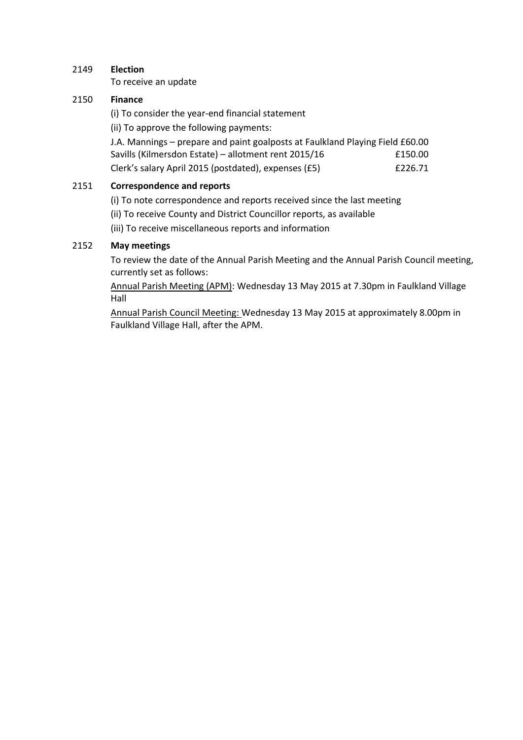2149 **Election**

To receive an update

2150 **Finance**

(i) To consider the year-end financial statement

(ii) To approve the following payments:

| | |
|---|---|
| J.A. Mannings – prepare and paint goalposts at Faulkland Playing Field | £60.00 |
| Savills (Kilmersdon Estate) – allotment rent 2015/16 | £150.00 |
| Clerk's salary April 2015 (postdated), expenses (£5) | £226.71 |

2151 **Correspondence and reports**

(i) To note correspondence and reports received since the last meeting

(ii) To receive County and District Councillor reports, as available

(iii) To receive miscellaneous reports and information

2152 **May meetings**

To review the date of the Annual Parish Meeting and the Annual Parish Council meeting, currently set as follows:

Annual Parish Meeting (APM): Wednesday 13 May 2015 at 7.30pm in Faulkland Village Hall

Annual Parish Council Meeting: Wednesday 13 May 2015 at approximately 8.00pm in Faulkland Village Hall, after the APM.